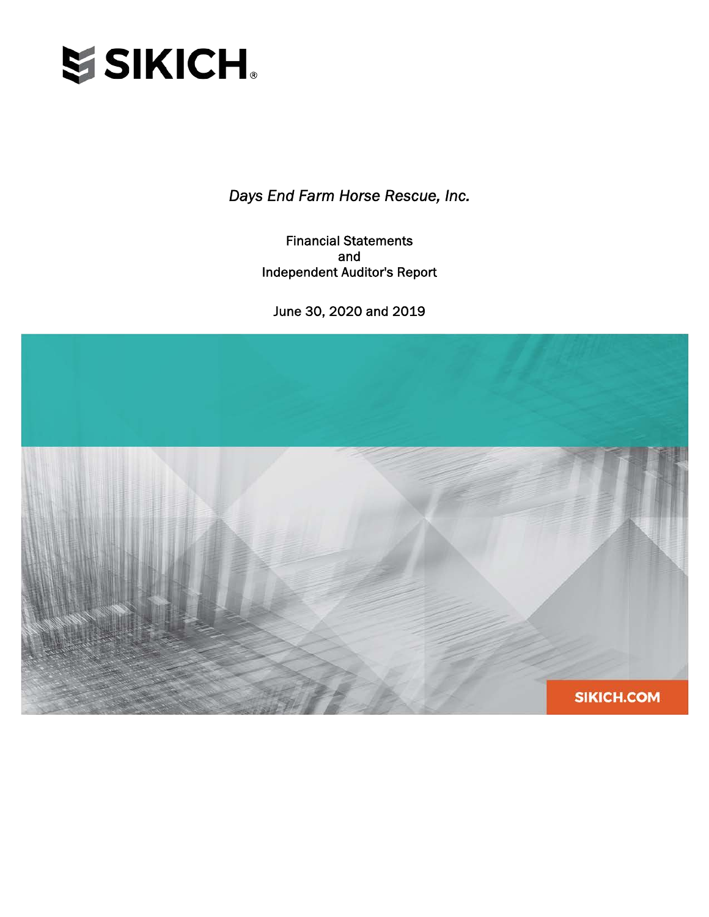SIKICH.

*Days End Farm Horse Rescue, Inc.*

Financial Statements
and
Independent Auditor's Report

June 30, 2020 and 2019

SIKICH.COM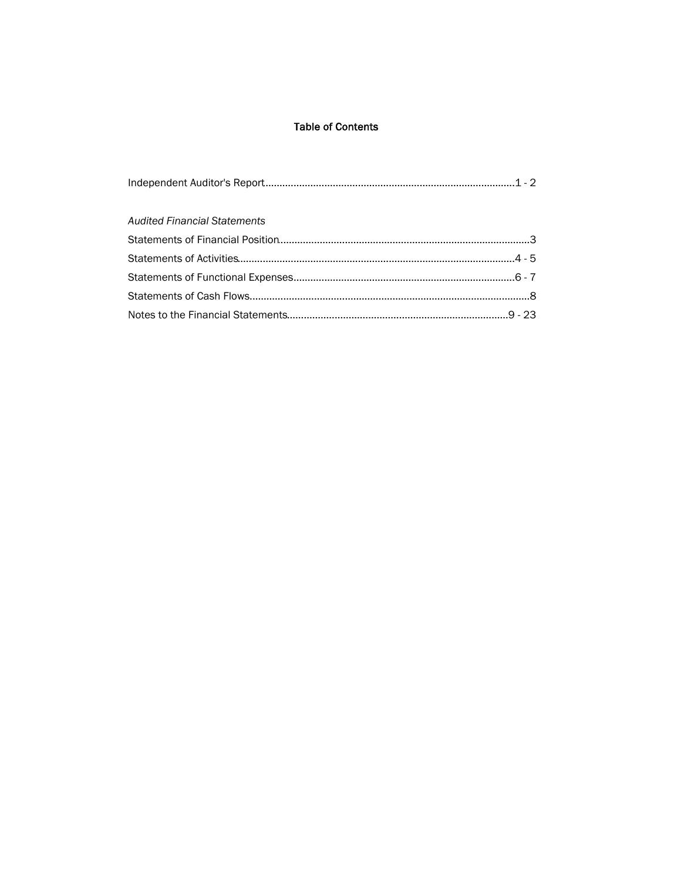# Table of Contents

| | |
|---|---|
| Independent Auditor's Report | 1 - 2 |
| *Audited Financial Statements* | |
| Statements of Financial Position | 3 |
| Statements of Activities | 4 - 5 |
| Statements of Functional Expenses | 6 - 7 |
| Statements of Cash Flows | 8 |
| Notes to the Financial Statements | 9 - 23 |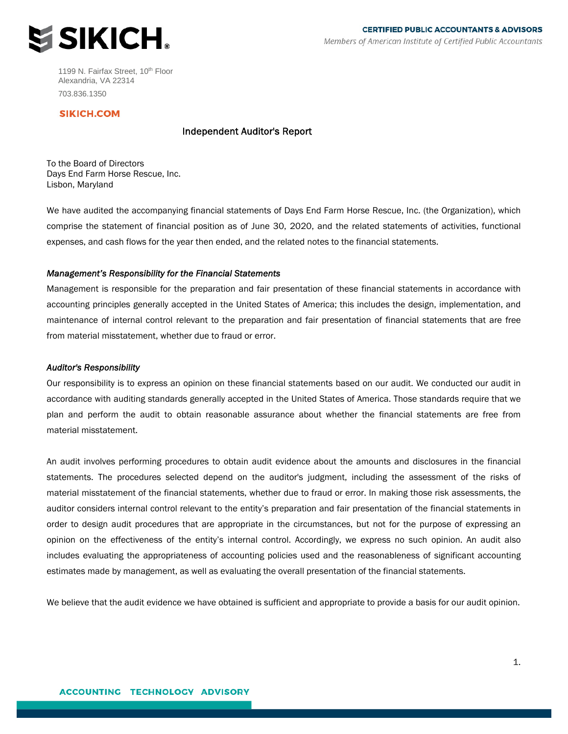SIKICH

CERTIFIED PUBLIC ACCOUNTANTS & ADVISORS
*Members of American Institute of Certified Public Accountants*

1199 N. Fairfax Street, 10th Floor
Alexandria, VA 22314
703.836.1350

SIKICH.COM

# Independent Auditor's Report

To the Board of Directors
Days End Farm Horse Rescue, Inc.
Lisbon, Maryland

We have audited the accompanying financial statements of Days End Farm Horse Rescue, Inc. (the Organization), which comprise the statement of financial position as of June 30, 2020, and the related statements of activities, functional expenses, and cash flows for the year then ended, and the related notes to the financial statements.

***Management's Responsibility for the Financial Statements***

Management is responsible for the preparation and fair presentation of these financial statements in accordance with accounting principles generally accepted in the United States of America; this includes the design, implementation, and maintenance of internal control relevant to the preparation and fair presentation of financial statements that are free from material misstatement, whether due to fraud or error.

***Auditor's Responsibility***

Our responsibility is to express an opinion on these financial statements based on our audit. We conducted our audit in accordance with auditing standards generally accepted in the United States of America. Those standards require that we plan and perform the audit to obtain reasonable assurance about whether the financial statements are free from material misstatement.

An audit involves performing procedures to obtain audit evidence about the amounts and disclosures in the financial statements. The procedures selected depend on the auditor's judgment, including the assessment of the risks of material misstatement of the financial statements, whether due to fraud or error. In making those risk assessments, the auditor considers internal control relevant to the entity's preparation and fair presentation of the financial statements in order to design audit procedures that are appropriate in the circumstances, but not for the purpose of expressing an opinion on the effectiveness of the entity's internal control. Accordingly, we express no such opinion. An audit also includes evaluating the appropriateness of accounting policies used and the reasonableness of significant accounting estimates made by management, as well as evaluating the overall presentation of the financial statements.

We believe that the audit evidence we have obtained is sufficient and appropriate to provide a basis for our audit opinion.

ACCOUNTING TECHNOLOGY ADVISORY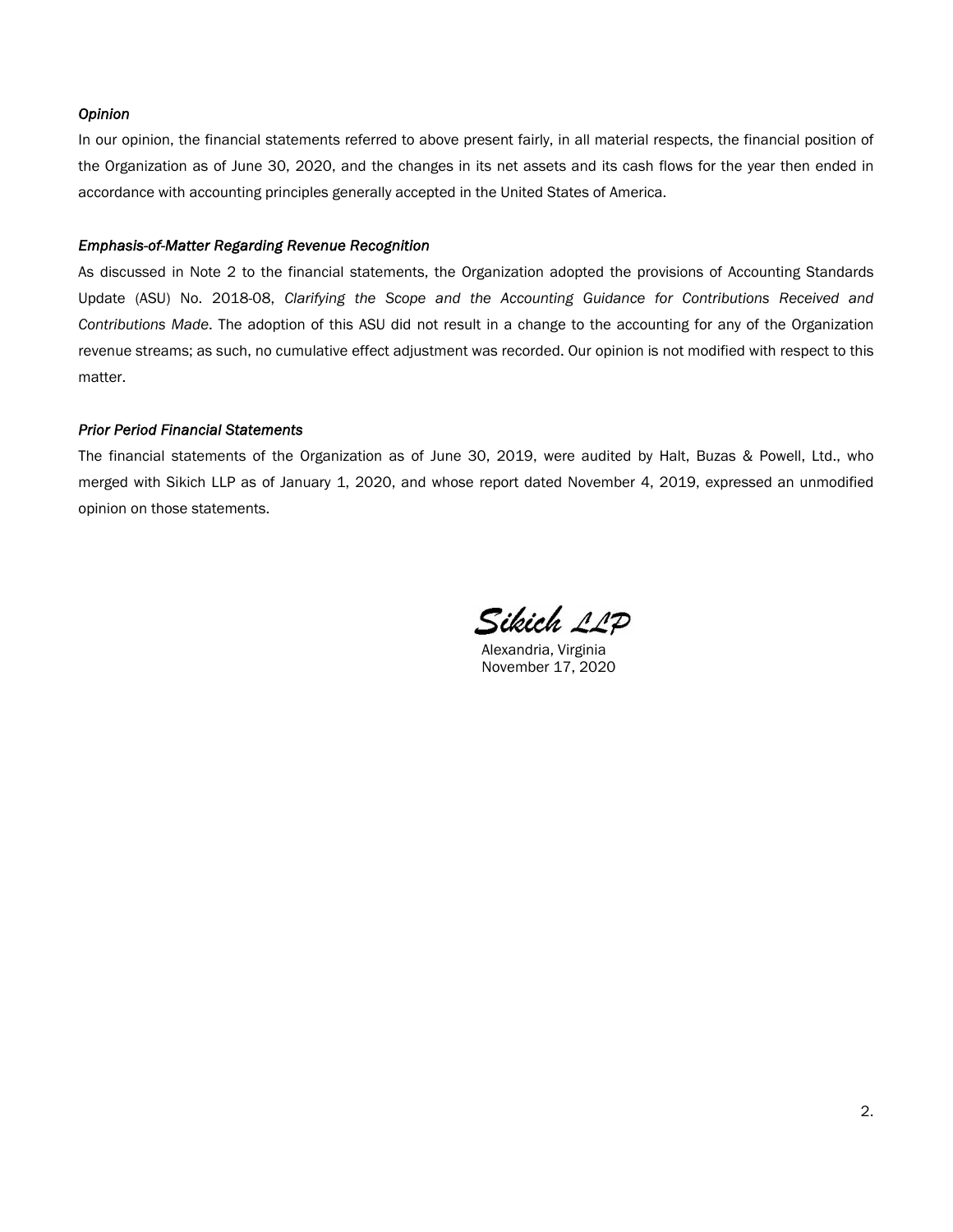*Opinion*

In our opinion, the financial statements referred to above present fairly, in all material respects, the financial position of the Organization as of June 30, 2020, and the changes in its net assets and its cash flows for the year then ended in accordance with accounting principles generally accepted in the United States of America.

*Emphasis-of-Matter Regarding Revenue Recognition*

As discussed in Note 2 to the financial statements, the Organization adopted the provisions of Accounting Standards Update (ASU) No. 2018-08, *Clarifying the Scope and the Accounting Guidance for Contributions Received and Contributions Made*. The adoption of this ASU did not result in a change to the accounting for any of the Organization revenue streams; as such, no cumulative effect adjustment was recorded. Our opinion is not modified with respect to this matter.

*Prior Period Financial Statements*

The financial statements of the Organization as of June 30, 2019, were audited by Halt, Buzas & Powell, Ltd., who merged with Sikich LLP as of January 1, 2020, and whose report dated November 4, 2019, expressed an unmodified opinion on those statements.

Sikich LLP

Alexandria, Virginia
November 17, 2020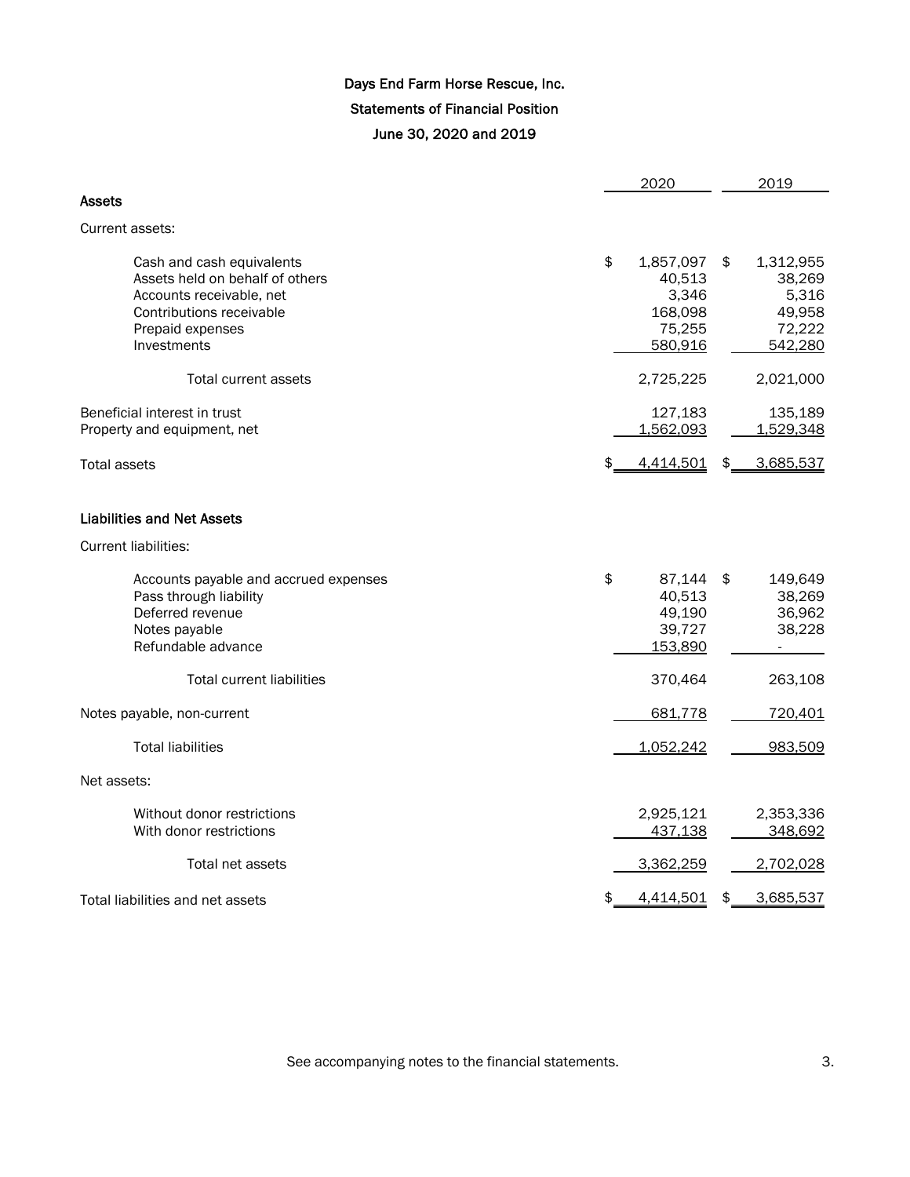# Days End Farm Horse Rescue, Inc.

## Statements of Financial Position

### June 30, 2020 and 2019

| | 2020 | 2019 |
|---|---|---|
| **Assets** | | |
| Current assets: | | |
| Cash and cash equivalents | $ 1,857,097 | $ 1,312,955 |
| Assets held on behalf of others | 40,513 | 38,269 |
| Accounts receivable, net | 3,346 | 5,316 |
| Contributions receivable | 168,098 | 49,958 |
| Prepaid expenses | 75,255 | 72,222 |
| Investments | 580,916 | 542,280 |
| Total current assets | 2,725,225 | 2,021,000 |
| Beneficial interest in trust | 127,183 | 135,189 |
| Property and equipment, net | 1,562,093 | 1,529,348 |
| Total assets | $ 4,414,501 | $ 3,685,537 |
| **Liabilities and Net Assets** | | |
| Current liabilities: | | |
| Accounts payable and accrued expenses | $ 87,144 | $ 149,649 |
| Pass through liability | 40,513 | 38,269 |
| Deferred revenue | 49,190 | 36,962 |
| Notes payable | 39,727 | 38,228 |
| Refundable advance | 153,890 | - |
| Total current liabilities | 370,464 | 263,108 |
| Notes payable, non-current | 681,778 | 720,401 |
| Total liabilities | 1,052,242 | 983,509 |
| Net assets: | | |
| Without donor restrictions | 2,925,121 | 2,353,336 |
| With donor restrictions | 437,138 | 348,692 |
| Total net assets | 3,362,259 | 2,702,028 |
| Total liabilities and net assets | $ 4,414,501 | $ 3,685,537 |

See accompanying notes to the financial statements.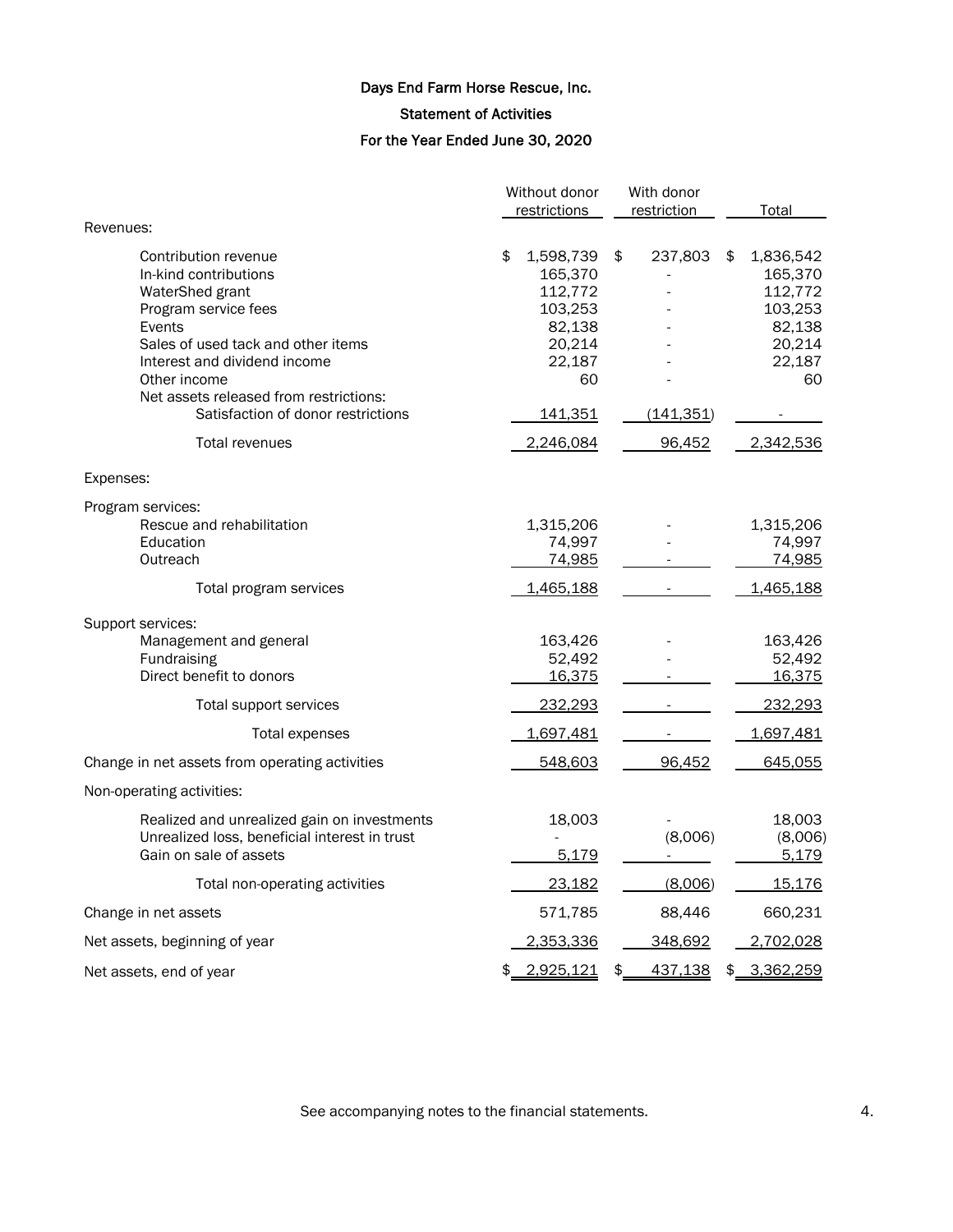# Days End Farm Horse Rescue, Inc.

## Statement of Activities

### For the Year Ended June 30, 2020

| | Without donor restrictions | With donor restriction | Total |
|---|---|---|---|
| **Revenues:** | | | |
| Contribution revenue | $ 1,598,739 | $ 237,803 | $ 1,836,542 |
| In-kind contributions | 165,370 | - | 165,370 |
| WaterShed grant | 112,772 | - | 112,772 |
| Program service fees | 103,253 | - | 103,253 |
| Events | 82,138 | - | 82,138 |
| Sales of used tack and other items | 20,214 | - | 20,214 |
| Interest and dividend income | 22,187 | - | 22,187 |
| Other income | 60 | - | 60 |
| Net assets released from restrictions: | | | |
| Satisfaction of donor restrictions | 141,351 | (141,351) | - |
| Total revenues | 2,246,084 | 96,452 | 2,342,536 |
| **Expenses:** | | | |
| Program services: | | | |
| Rescue and rehabilitation | 1,315,206 | - | 1,315,206 |
| Education | 74,997 | - | 74,997 |
| Outreach | 74,985 | - | 74,985 |
| Total program services | 1,465,188 | - | 1,465,188 |
| Support services: | | | |
| Management and general | 163,426 | - | 163,426 |
| Fundraising | 52,492 | - | 52,492 |
| Direct benefit to donors | 16,375 | - | 16,375 |
| Total support services | 232,293 | - | 232,293 |
| Total expenses | 1,697,481 | - | 1,697,481 |
| Change in net assets from operating activities | 548,603 | 96,452 | 645,055 |
| **Non-operating activities:** | | | |
| Realized and unrealized gain on investments | 18,003 | - | 18,003 |
| Unrealized loss, beneficial interest in trust | - | (8,006) | (8,006) |
| Gain on sale of assets | 5,179 | - | 5,179 |
| Total non-operating activities | 23,182 | (8,006) | 15,176 |
| Change in net assets | 571,785 | 88,446 | 660,231 |
| Net assets, beginning of year | 2,353,336 | 348,692 | 2,702,028 |
| Net assets, end of year | $ 2,925,121 | $ 437,138 | $ 3,362,259 |

See accompanying notes to the financial statements.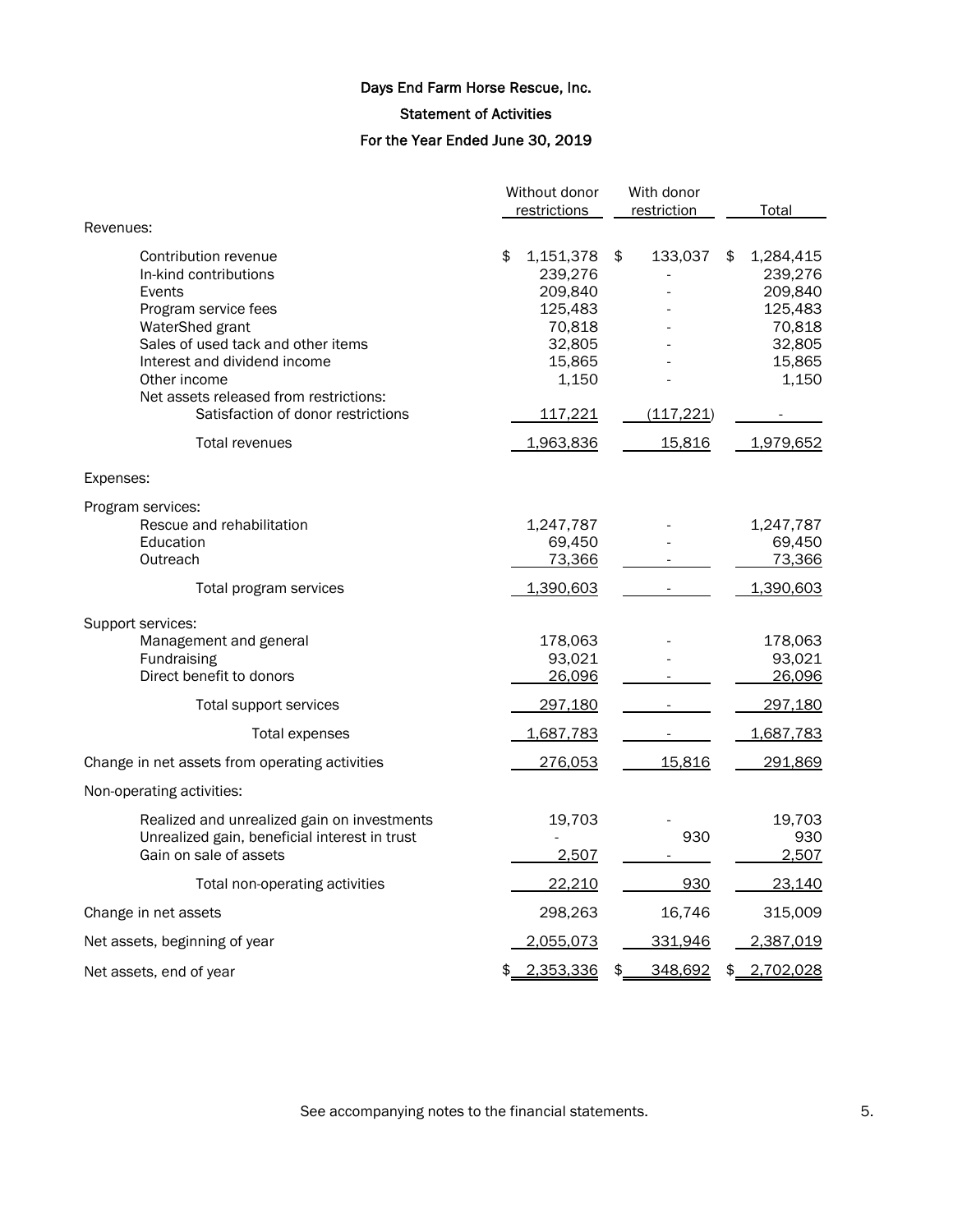# Days End Farm Horse Rescue, Inc.

## Statement of Activities

### For the Year Ended June 30, 2019

| | Without donor restrictions | With donor restriction | Total |
|---|---|---|---|
| **Revenues:** | | | |
| Contribution revenue | $ 1,151,378 | $ 133,037 | $ 1,284,415 |
| In-kind contributions | 239,276 | - | 239,276 |
| Events | 209,840 | - | 209,840 |
| Program service fees | 125,483 | - | 125,483 |
| WaterShed grant | 70,818 | - | 70,818 |
| Sales of used tack and other items | 32,805 | - | 32,805 |
| Interest and dividend income | 15,865 | - | 15,865 |
| Other income | 1,150 | - | 1,150 |
| Net assets released from restrictions: | | | |
| Satisfaction of donor restrictions | 117,221 | (117,221) | - |
| Total revenues | 1,963,836 | 15,816 | 1,979,652 |
| **Expenses:** | | | |
| Program services: | | | |
| Rescue and rehabilitation | 1,247,787 | - | 1,247,787 |
| Education | 69,450 | - | 69,450 |
| Outreach | 73,366 | - | 73,366 |
| Total program services | 1,390,603 | - | 1,390,603 |
| Support services: | | | |
| Management and general | 178,063 | - | 178,063 |
| Fundraising | 93,021 | - | 93,021 |
| Direct benefit to donors | 26,096 | - | 26,096 |
| Total support services | 297,180 | - | 297,180 |
| Total expenses | 1,687,783 | - | 1,687,783 |
| Change in net assets from operating activities | 276,053 | 15,816 | 291,869 |
| Non-operating activities: | | | |
| Realized and unrealized gain on investments | 19,703 | - | 19,703 |
| Unrealized gain, beneficial interest in trust | - | 930 | 930 |
| Gain on sale of assets | 2,507 | - | 2,507 |
| Total non-operating activities | 22,210 | 930 | 23,140 |
| Change in net assets | 298,263 | 16,746 | 315,009 |
| Net assets, beginning of year | 2,055,073 | 331,946 | 2,387,019 |
| Net assets, end of year | $ 2,353,336 | $ 348,692 | $ 2,702,028 |

See accompanying notes to the financial statements.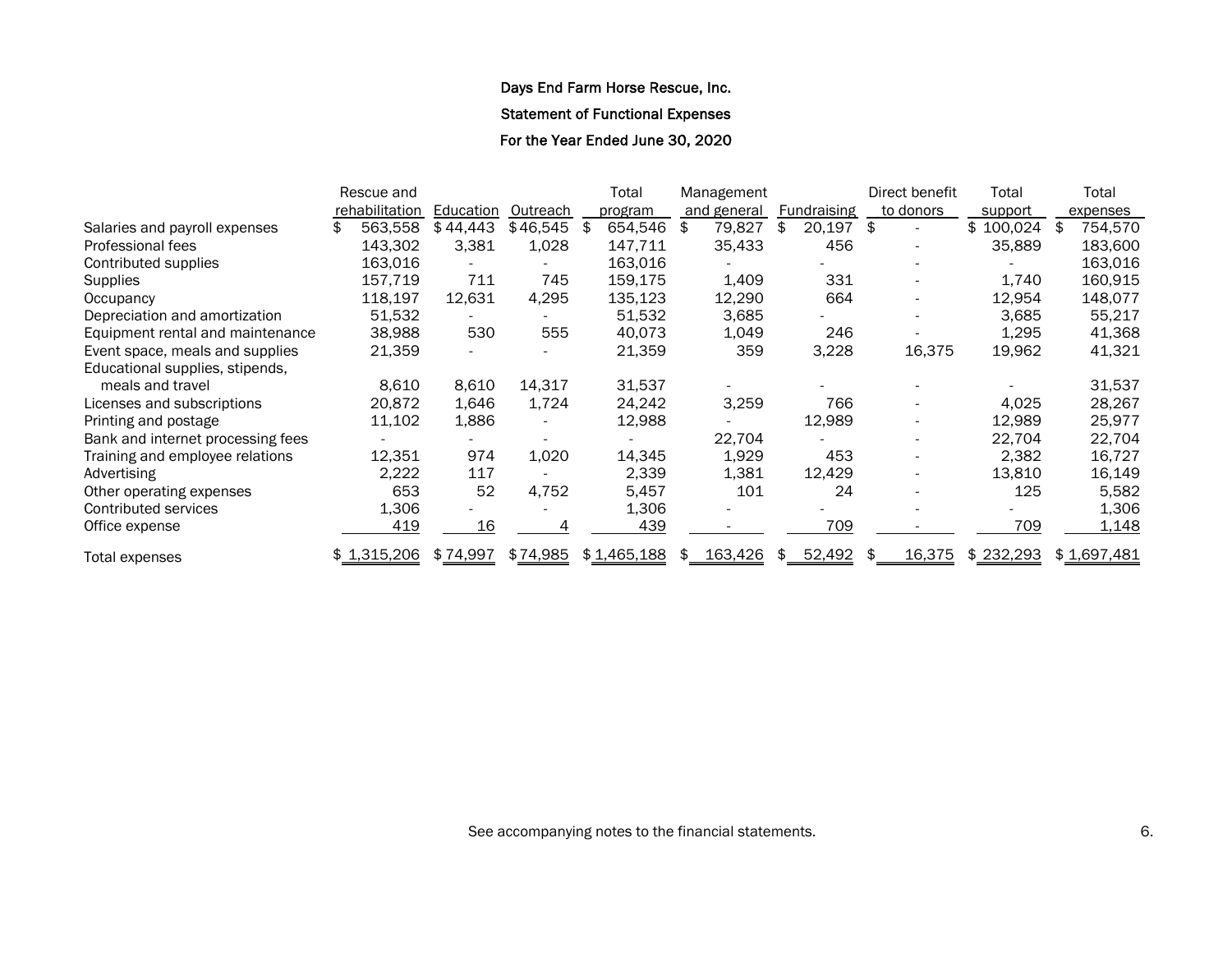# Days End Farm Horse Rescue, Inc.

## Statement of Functional Expenses

### For the Year Ended June 30, 2020

| | Rescue and rehabilitation | Education | Outreach | Total program | Management and general | Fundraising | Direct benefit to donors | Total support | Total expenses |
|---|---|---|---|---|---|---|---|---|---|
| Salaries and payroll expenses | $ 563,558 | $ 44,443 | $ 46,545 | $ 654,546 | $ 79,827 | $ 20,197 | $ - | $ 100,024 | $ 754,570 |
| Professional fees | 143,302 | 3,381 | 1,028 | 147,711 | 35,433 | 456 | - | 35,889 | 183,600 |
| Contributed supplies | 163,016 | - | - | 163,016 | - | - | - | - | 163,016 |
| Supplies | 157,719 | 711 | 745 | 159,175 | 1,409 | 331 | - | 1,740 | 160,915 |
| Occupancy | 118,197 | 12,631 | 4,295 | 135,123 | 12,290 | 664 | - | 12,954 | 148,077 |
| Depreciation and amortization | 51,532 | - | - | 51,532 | 3,685 | - | - | 3,685 | 55,217 |
| Equipment rental and maintenance | 38,988 | 530 | 555 | 40,073 | 1,049 | 246 | - | 1,295 | 41,368 |
| Event space, meals and supplies | 21,359 | - | - | 21,359 | 359 | 3,228 | 16,375 | 19,962 | 41,321 |
| Educational supplies, stipends, meals and travel | 8,610 | 8,610 | 14,317 | 31,537 | - | - | - | - | 31,537 |
| Licenses and subscriptions | 20,872 | 1,646 | 1,724 | 24,242 | 3,259 | 766 | - | 4,025 | 28,267 |
| Printing and postage | 11,102 | 1,886 | - | 12,988 | - | 12,989 | - | 12,989 | 25,977 |
| Bank and internet processing fees | - | - | - | - | 22,704 | - | - | 22,704 | 22,704 |
| Training and employee relations | 12,351 | 974 | 1,020 | 14,345 | 1,929 | 453 | - | 2,382 | 16,727 |
| Advertising | 2,222 | 117 | - | 2,339 | 1,381 | 12,429 | - | 13,810 | 16,149 |
| Other operating expenses | 653 | 52 | 4,752 | 5,457 | 101 | 24 | - | 125 | 5,582 |
| Contributed services | 1,306 | - | - | 1,306 | - | - | - | - | 1,306 |
| Office expense | 419 | 16 | 4 | 439 | - | 709 | - | 709 | 1,148 |
| Total expenses | $ 1,315,206 | $ 74,997 | $ 74,985 | $ 1,465,188 | $ 163,426 | $ 52,492 | $ 16,375 | $ 232,293 | $ 1,697,481 |

See accompanying notes to the financial statements.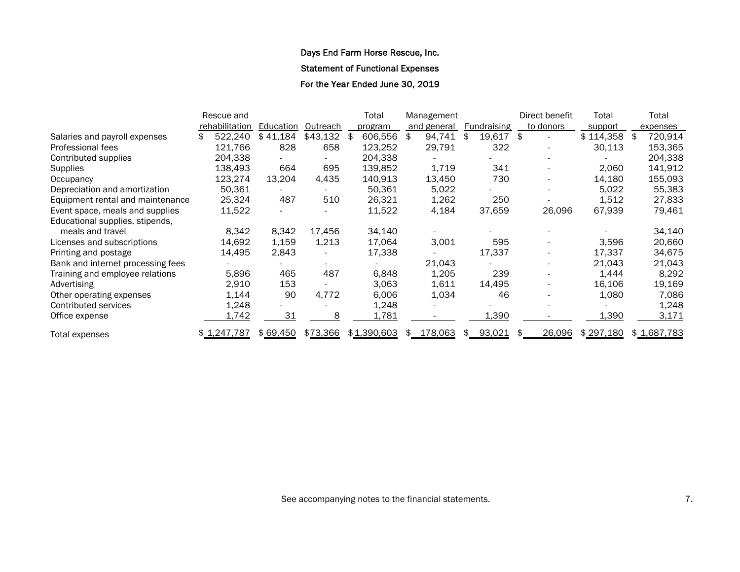Days End Farm Horse Rescue, Inc.

Statement of Functional Expenses

For the Year Ended June 30, 2019

| | Rescue and rehabilitation | Education | Outreach | Total program | Management and general | Fundraising | Direct benefit to donors | Total support | Total expenses |
|---|---|---|---|---|---|---|---|---|---|
| Salaries and payroll expenses | $ 522,240 | $ 41,184 | $43,132 | $ 606,556 | $ 94,741 | $ 19,617 | $ - | $ 114,358 | $ 720,914 |
| Professional fees | 121,766 | 828 | 658 | 123,252 | 29,791 | 322 | - | 30,113 | 153,365 |
| Contributed supplies | 204,338 | - | - | 204,338 | - | - | - | - | 204,338 |
| Supplies | 138,493 | 664 | 695 | 139,852 | 1,719 | 341 | - | 2,060 | 141,912 |
| Occupancy | 123,274 | 13,204 | 4,435 | 140,913 | 13,450 | 730 | - | 14,180 | 155,093 |
| Depreciation and amortization | 50,361 | - | - | 50,361 | 5,022 | - | - | 5,022 | 55,383 |
| Equipment rental and maintenance | 25,324 | 487 | 510 | 26,321 | 1,262 | 250 | - | 1,512 | 27,833 |
| Event space, meals and supplies | 11,522 | - | - | 11,522 | 4,184 | 37,659 | 26,096 | 67,939 | 79,461 |
| Educational supplies, stipends, meals and travel | 8,342 | 8,342 | 17,456 | 34,140 | - | - | - | - | 34,140 |
| Licenses and subscriptions | 14,692 | 1,159 | 1,213 | 17,064 | 3,001 | 595 | - | 3,596 | 20,660 |
| Printing and postage | 14,495 | 2,843 | - | 17,338 | - | 17,337 | - | 17,337 | 34,675 |
| Bank and internet processing fees | - | - | - | - | 21,043 | - | - | 21,043 | 21,043 |
| Training and employee relations | 5,896 | 465 | 487 | 6,848 | 1,205 | 239 | - | 1,444 | 8,292 |
| Advertising | 2,910 | 153 | - | 3,063 | 1,611 | 14,495 | - | 16,106 | 19,169 |
| Other operating expenses | 1,144 | 90 | 4,772 | 6,006 | 1,034 | 46 | - | 1,080 | 7,086 |
| Contributed services | 1,248 | - | - | 1,248 | - | - | - | - | 1,248 |
| Office expense | 1,742 | 31 | 8 | 1,781 | - | 1,390 | - | 1,390 | 3,171 |
| Total expenses | $ 1,247,787 | $ 69,450 | $73,366 | $ 1,390,603 | $ 178,063 | $ 93,021 | $ 26,096 | $ 297,180 | $ 1,687,783 |

See accompanying notes to the financial statements.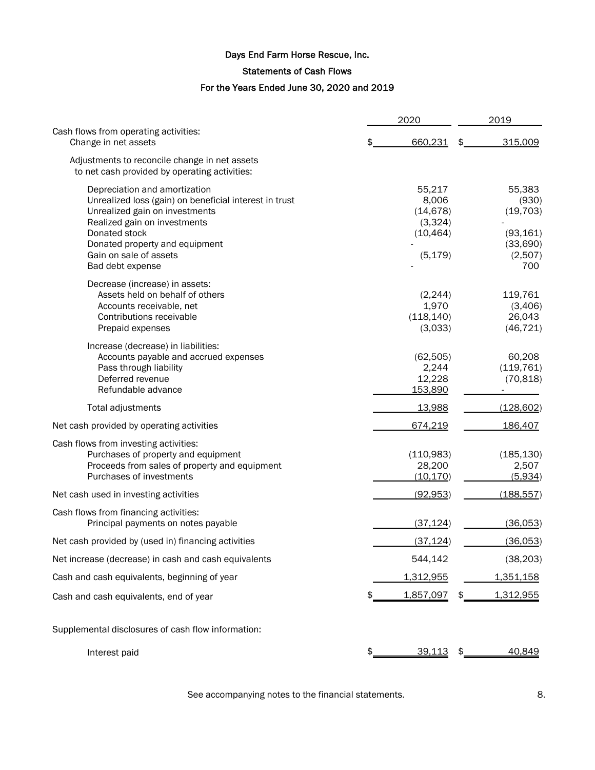# Days End Farm Horse Rescue, Inc.

## Statements of Cash Flows

### For the Years Ended June 30, 2020 and 2019

| | 2020 | 2019 |
|---|---|---|
| Cash flows from operating activities: | | |
| Change in net assets | $ 660,231 | $ 315,009 |
| Adjustments to reconcile change in net assets to net cash provided by operating activities: | | |
| Depreciation and amortization | 55,217 | 55,383 |
| Unrealized loss (gain) on beneficial interest in trust | 8,006 | (930) |
| Unrealized gain on investments | (14,678) | (19,703) |
| Realized gain on investments | (3,324) | - |
| Donated stock | (10,464) | (93,161) |
| Donated property and equipment | - | (33,690) |
| Gain on sale of assets | (5,179) | (2,507) |
| Bad debt expense | - | 700 |
| Decrease (increase) in assets: | | |
| Assets held on behalf of others | (2,244) | 119,761 |
| Accounts receivable, net | 1,970 | (3,406) |
| Contributions receivable | (118,140) | 26,043 |
| Prepaid expenses | (3,033) | (46,721) |
| Increase (decrease) in liabilities: | | |
| Accounts payable and accrued expenses | (62,505) | 60,208 |
| Pass through liability | 2,244 | (119,761) |
| Deferred revenue | 12,228 | (70,818) |
| Refundable advance | 153,890 | - |
| Total adjustments | 13,988 | (128,602) |
| Net cash provided by operating activities | 674,219 | 186,407 |
| Cash flows from investing activities: | | |
| Purchases of property and equipment | (110,983) | (185,130) |
| Proceeds from sales of property and equipment | 28,200 | 2,507 |
| Purchases of investments | (10,170) | (5,934) |
| Net cash used in investing activities | (92,953) | (188,557) |
| Cash flows from financing activities: | | |
| Principal payments on notes payable | (37,124) | (36,053) |
| Net cash provided by (used in) financing activities | (37,124) | (36,053) |
| Net increase (decrease) in cash and cash equivalents | 544,142 | (38,203) |
| Cash and cash equivalents, beginning of year | 1,312,955 | 1,351,158 |
| Cash and cash equivalents, end of year | $ 1,857,097 | $ 1,312,955 |

Supplemental disclosures of cash flow information:

| | 2020 | 2019 |
|---|---|---|
| Interest paid | $ 39,113 | $ 40,849 |

See accompanying notes to the financial statements.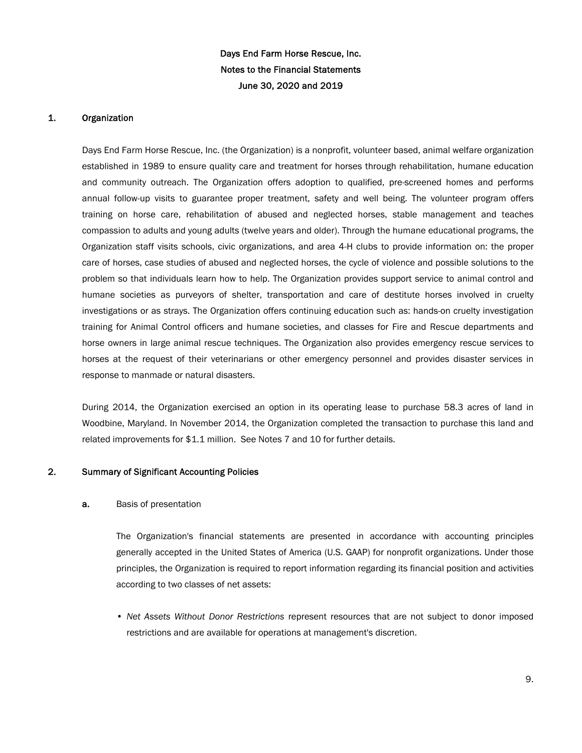**Days End Farm Horse Rescue, Inc.**
**Notes to the Financial Statements**
**June 30, 2020 and 2019**

## 1. Organization

Days End Farm Horse Rescue, Inc. (the Organization) is a nonprofit, volunteer based, animal welfare organization established in 1989 to ensure quality care and treatment for horses through rehabilitation, humane education and community outreach. The Organization offers adoption to qualified, pre-screened homes and performs annual follow-up visits to guarantee proper treatment, safety and well being. The volunteer program offers training on horse care, rehabilitation of abused and neglected horses, stable management and teaches compassion to adults and young adults (twelve years and older). Through the humane educational programs, the Organization staff visits schools, civic organizations, and area 4-H clubs to provide information on: the proper care of horses, case studies of abused and neglected horses, the cycle of violence and possible solutions to the problem so that individuals learn how to help. The Organization provides support service to animal control and humane societies as purveyors of shelter, transportation and care of destitute horses involved in cruelty investigations or as strays. The Organization offers continuing education such as: hands-on cruelty investigation training for Animal Control officers and humane societies, and classes for Fire and Rescue departments and horse owners in large animal rescue techniques. The Organization also provides emergency rescue services to horses at the request of their veterinarians or other emergency personnel and provides disaster services in response to manmade or natural disasters.

During 2014, the Organization exercised an option in its operating lease to purchase 58.3 acres of land in Woodbine, Maryland. In November 2014, the Organization completed the transaction to purchase this land and related improvements for $1.1 million. See Notes 7 and 10 for further details.

## 2. Summary of Significant Accounting Policies

**a.** Basis of presentation

The Organization's financial statements are presented in accordance with accounting principles generally accepted in the United States of America (U.S. GAAP) for nonprofit organizations. Under those principles, the Organization is required to report information regarding its financial position and activities according to two classes of net assets:

- *Net Assets Without Donor Restrictions* represent resources that are not subject to donor imposed restrictions and are available for operations at management's discretion.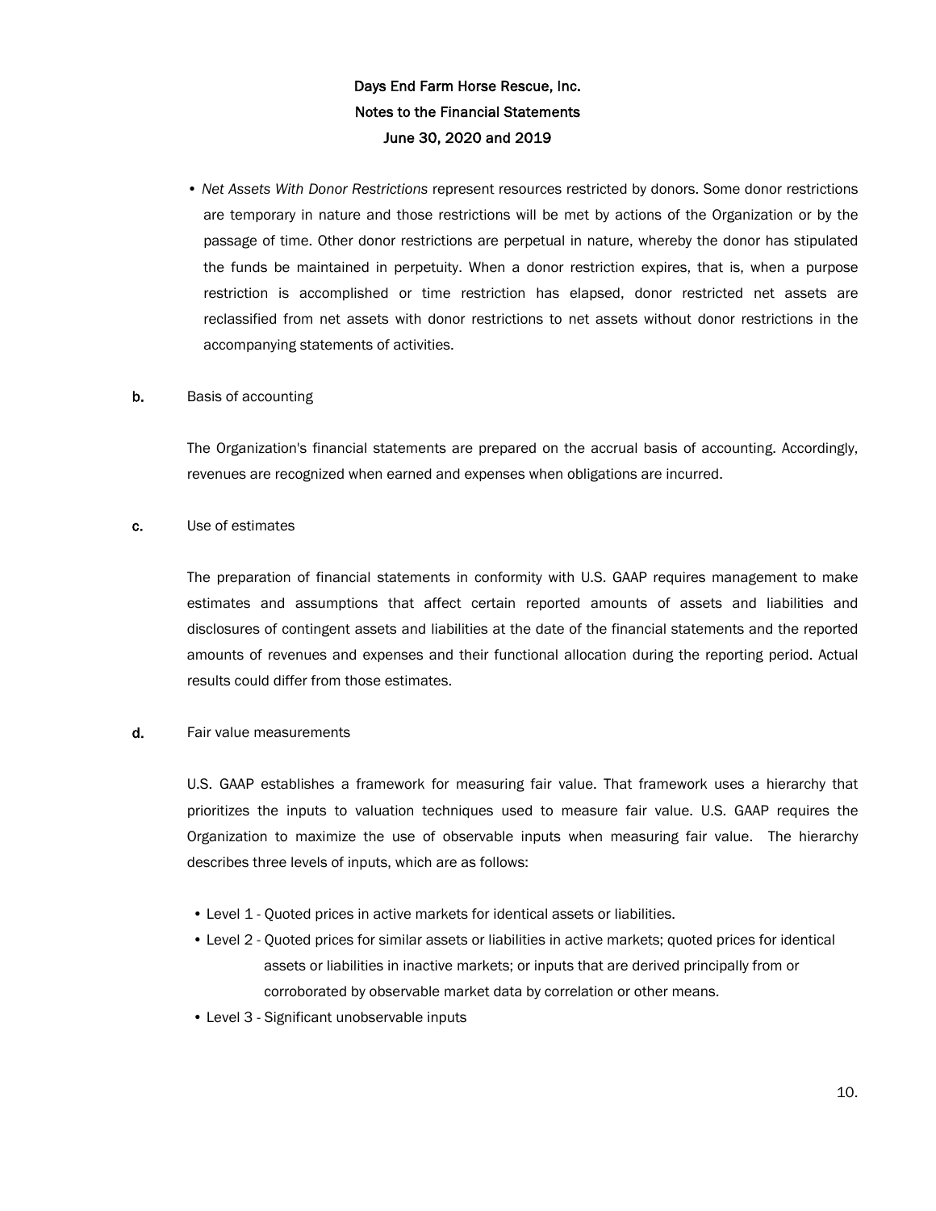- *Net Assets With Donor Restrictions* represent resources restricted by donors. Some donor restrictions are temporary in nature and those restrictions will be met by actions of the Organization or by the passage of time. Other donor restrictions are perpetual in nature, whereby the donor has stipulated the funds be maintained in perpetuity. When a donor restriction expires, that is, when a purpose restriction is accomplished or time restriction has elapsed, donor restricted net assets are reclassified from net assets with donor restrictions to net assets without donor restrictions in the accompanying statements of activities.

**b.** Basis of accounting

The Organization's financial statements are prepared on the accrual basis of accounting. Accordingly, revenues are recognized when earned and expenses when obligations are incurred.

**c.** Use of estimates

The preparation of financial statements in conformity with U.S. GAAP requires management to make estimates and assumptions that affect certain reported amounts of assets and liabilities and disclosures of contingent assets and liabilities at the date of the financial statements and the reported amounts of revenues and expenses and their functional allocation during the reporting period. Actual results could differ from those estimates.

**d.** Fair value measurements

U.S. GAAP establishes a framework for measuring fair value. That framework uses a hierarchy that prioritizes the inputs to valuation techniques used to measure fair value. U.S. GAAP requires the Organization to maximize the use of observable inputs when measuring fair value. The hierarchy describes three levels of inputs, which are as follows:

- Level 1 - Quoted prices in active markets for identical assets or liabilities.
- Level 2 - Quoted prices for similar assets or liabilities in active markets; quoted prices for identical assets or liabilities in inactive markets; or inputs that are derived principally from or corroborated by observable market data by correlation or other means.
- Level 3 - Significant unobservable inputs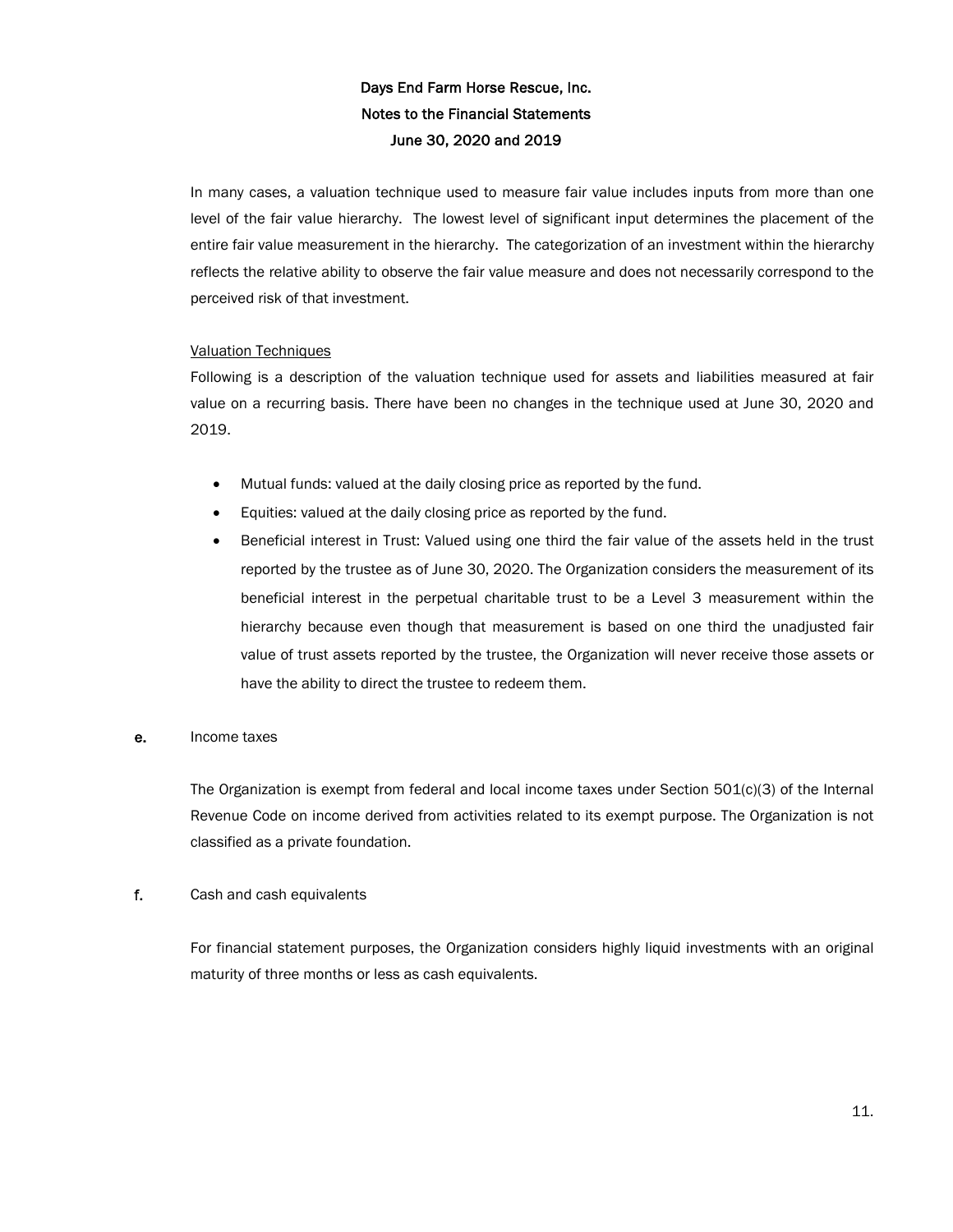In many cases, a valuation technique used to measure fair value includes inputs from more than one level of the fair value hierarchy. The lowest level of significant input determines the placement of the entire fair value measurement in the hierarchy. The categorization of an investment within the hierarchy reflects the relative ability to observe the fair value measure and does not necessarily correspond to the perceived risk of that investment.

Valuation Techniques

Following is a description of the valuation technique used for assets and liabilities measured at fair value on a recurring basis. There have been no changes in the technique used at June 30, 2020 and 2019.

- Mutual funds: valued at the daily closing price as reported by the fund.
- Equities: valued at the daily closing price as reported by the fund.
- Beneficial interest in Trust: Valued using one third the fair value of the assets held in the trust reported by the trustee as of June 30, 2020. The Organization considers the measurement of its beneficial interest in the perpetual charitable trust to be a Level 3 measurement within the hierarchy because even though that measurement is based on one third the unadjusted fair value of trust assets reported by the trustee, the Organization will never receive those assets or have the ability to direct the trustee to redeem them.

**e.** Income taxes

The Organization is exempt from federal and local income taxes under Section 501(c)(3) of the Internal Revenue Code on income derived from activities related to its exempt purpose. The Organization is not classified as a private foundation.

**f.** Cash and cash equivalents

For financial statement purposes, the Organization considers highly liquid investments with an original maturity of three months or less as cash equivalents.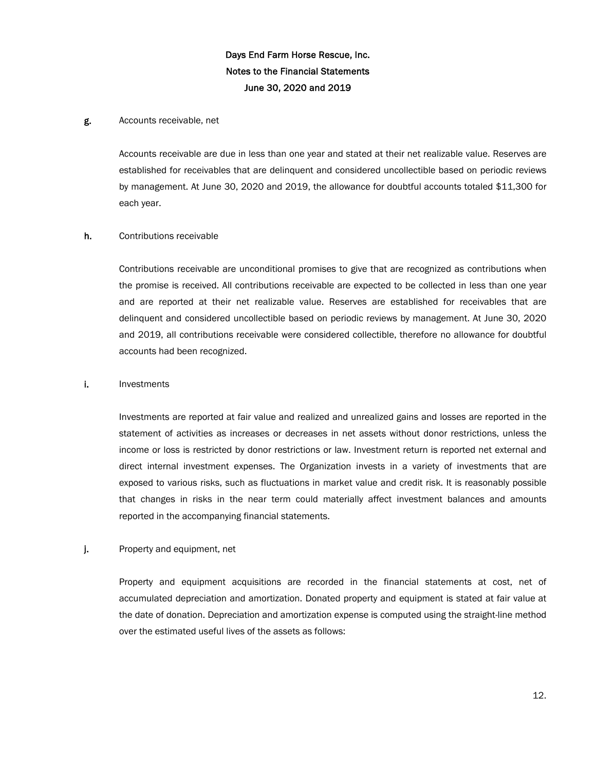**g.** Accounts receivable, net

Accounts receivable are due in less than one year and stated at their net realizable value. Reserves are established for receivables that are delinquent and considered uncollectible based on periodic reviews by management. At June 30, 2020 and 2019, the allowance for doubtful accounts totaled $11,300 for each year.

**h.** Contributions receivable

Contributions receivable are unconditional promises to give that are recognized as contributions when the promise is received. All contributions receivable are expected to be collected in less than one year and are reported at their net realizable value. Reserves are established for receivables that are delinquent and considered uncollectible based on periodic reviews by management. At June 30, 2020 and 2019, all contributions receivable were considered collectible, therefore no allowance for doubtful accounts had been recognized.

**i.** Investments

Investments are reported at fair value and realized and unrealized gains and losses are reported in the statement of activities as increases or decreases in net assets without donor restrictions, unless the income or loss is restricted by donor restrictions or law. Investment return is reported net external and direct internal investment expenses. The Organization invests in a variety of investments that are exposed to various risks, such as fluctuations in market value and credit risk. It is reasonably possible that changes in risks in the near term could materially affect investment balances and amounts reported in the accompanying financial statements.

**j.** Property and equipment, net

Property and equipment acquisitions are recorded in the financial statements at cost, net of accumulated depreciation and amortization. Donated property and equipment is stated at fair value at the date of donation. Depreciation and amortization expense is computed using the straight-line method over the estimated useful lives of the assets as follows: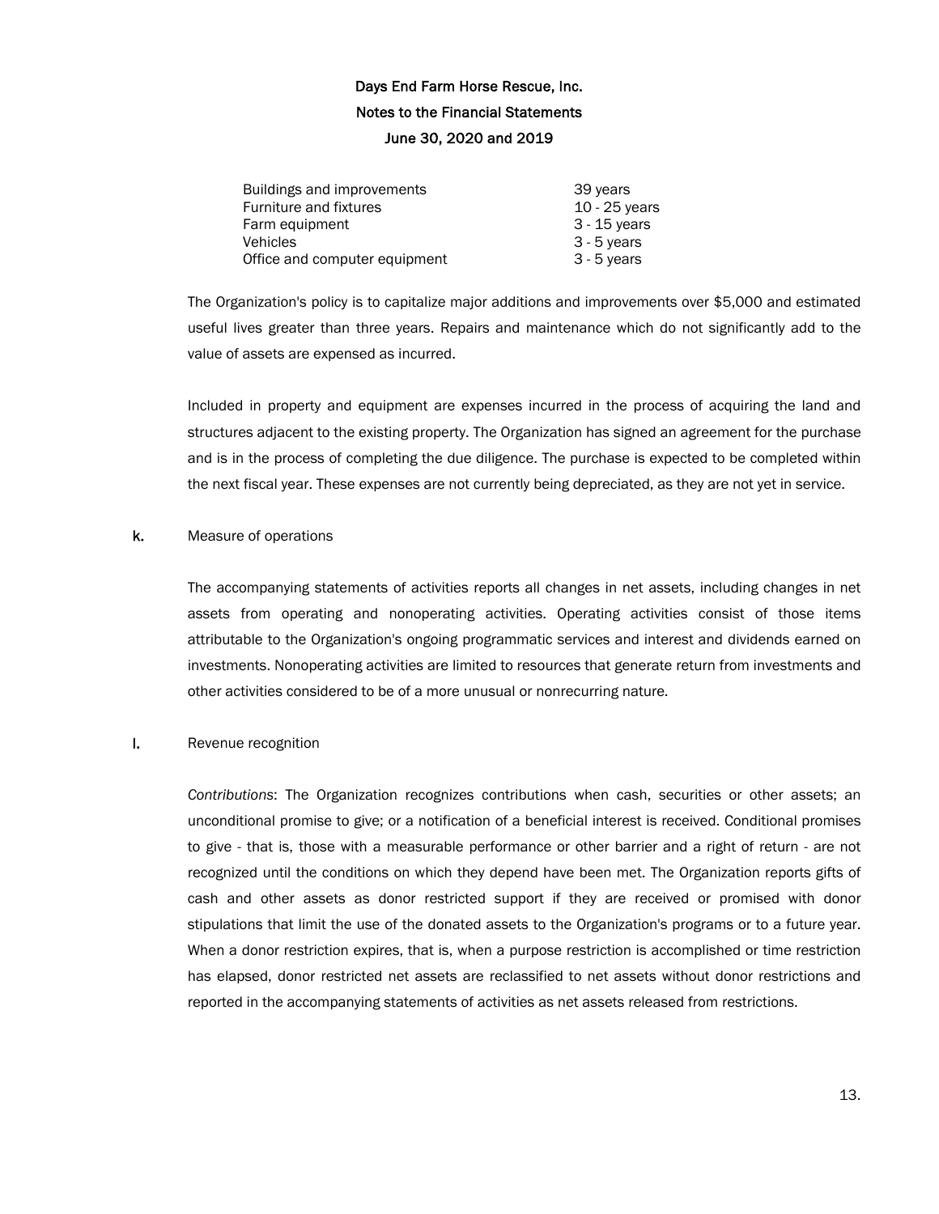# Days End Farm Horse Rescue, Inc.
## Notes to the Financial Statements
## June 30, 2020 and 2019

| | |
|---|---|
| Buildings and improvements | 39 years |
| Furniture and fixtures | 10 - 25 years |
| Farm equipment | 3 - 15 years |
| Vehicles | 3 - 5 years |
| Office and computer equipment | 3 - 5 years |

The Organization's policy is to capitalize major additions and improvements over $5,000 and estimated useful lives greater than three years. Repairs and maintenance which do not significantly add to the value of assets are expensed as incurred.

Included in property and equipment are expenses incurred in the process of acquiring the land and structures adjacent to the existing property. The Organization has signed an agreement for the purchase and is in the process of completing the due diligence. The purchase is expected to be completed within the next fiscal year. These expenses are not currently being depreciated, as they are not yet in service.

**k.** Measure of operations

The accompanying statements of activities reports all changes in net assets, including changes in net assets from operating and nonoperating activities. Operating activities consist of those items attributable to the Organization's ongoing programmatic services and interest and dividends earned on investments. Nonoperating activities are limited to resources that generate return from investments and other activities considered to be of a more unusual or nonrecurring nature.

**l.** Revenue recognition

*Contributions*: The Organization recognizes contributions when cash, securities or other assets; an unconditional promise to give; or a notification of a beneficial interest is received. Conditional promises to give - that is, those with a measurable performance or other barrier and a right of return - are not recognized until the conditions on which they depend have been met. The Organization reports gifts of cash and other assets as donor restricted support if they are received or promised with donor stipulations that limit the use of the donated assets to the Organization's programs or to a future year. When a donor restriction expires, that is, when a purpose restriction is accomplished or time restriction has elapsed, donor restricted net assets are reclassified to net assets without donor restrictions and reported in the accompanying statements of activities as net assets released from restrictions.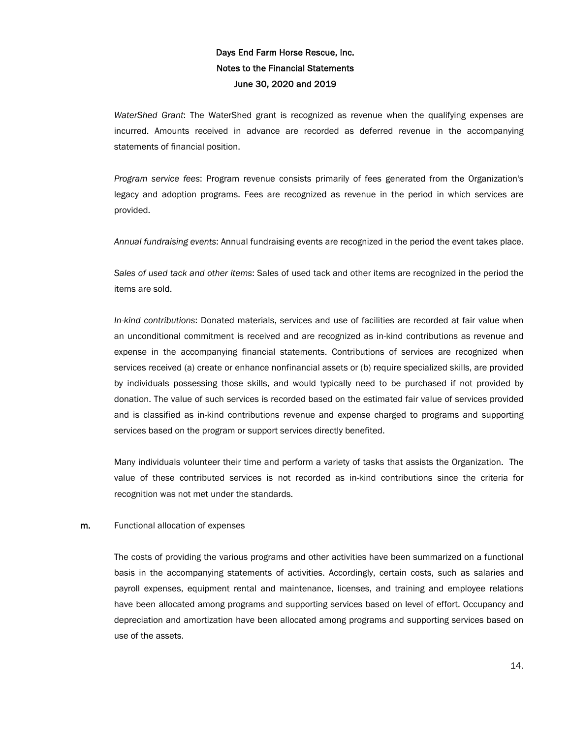*WaterShed Grant*: The WaterShed grant is recognized as revenue when the qualifying expenses are incurred. Amounts received in advance are recorded as deferred revenue in the accompanying statements of financial position.

*Program service fees*: Program revenue consists primarily of fees generated from the Organization's legacy and adoption programs. Fees are recognized as revenue in the period in which services are provided.

*Annual fundraising events*: Annual fundraising events are recognized in the period the event takes place.

*Sales of used tack and other items*: Sales of used tack and other items are recognized in the period the items are sold.

*In-kind contributions*: Donated materials, services and use of facilities are recorded at fair value when an unconditional commitment is received and are recognized as in-kind contributions as revenue and expense in the accompanying financial statements. Contributions of services are recognized when services received (a) create or enhance nonfinancial assets or (b) require specialized skills, are provided by individuals possessing those skills, and would typically need to be purchased if not provided by donation. The value of such services is recorded based on the estimated fair value of services provided and is classified as in-kind contributions revenue and expense charged to programs and supporting services based on the program or support services directly benefited.

Many individuals volunteer their time and perform a variety of tasks that assists the Organization. The value of these contributed services is not recorded as in-kind contributions since the criteria for recognition was not met under the standards.

**m.** Functional allocation of expenses

The costs of providing the various programs and other activities have been summarized on a functional basis in the accompanying statements of activities. Accordingly, certain costs, such as salaries and payroll expenses, equipment rental and maintenance, licenses, and training and employee relations have been allocated among programs and supporting services based on level of effort. Occupancy and depreciation and amortization have been allocated among programs and supporting services based on use of the assets.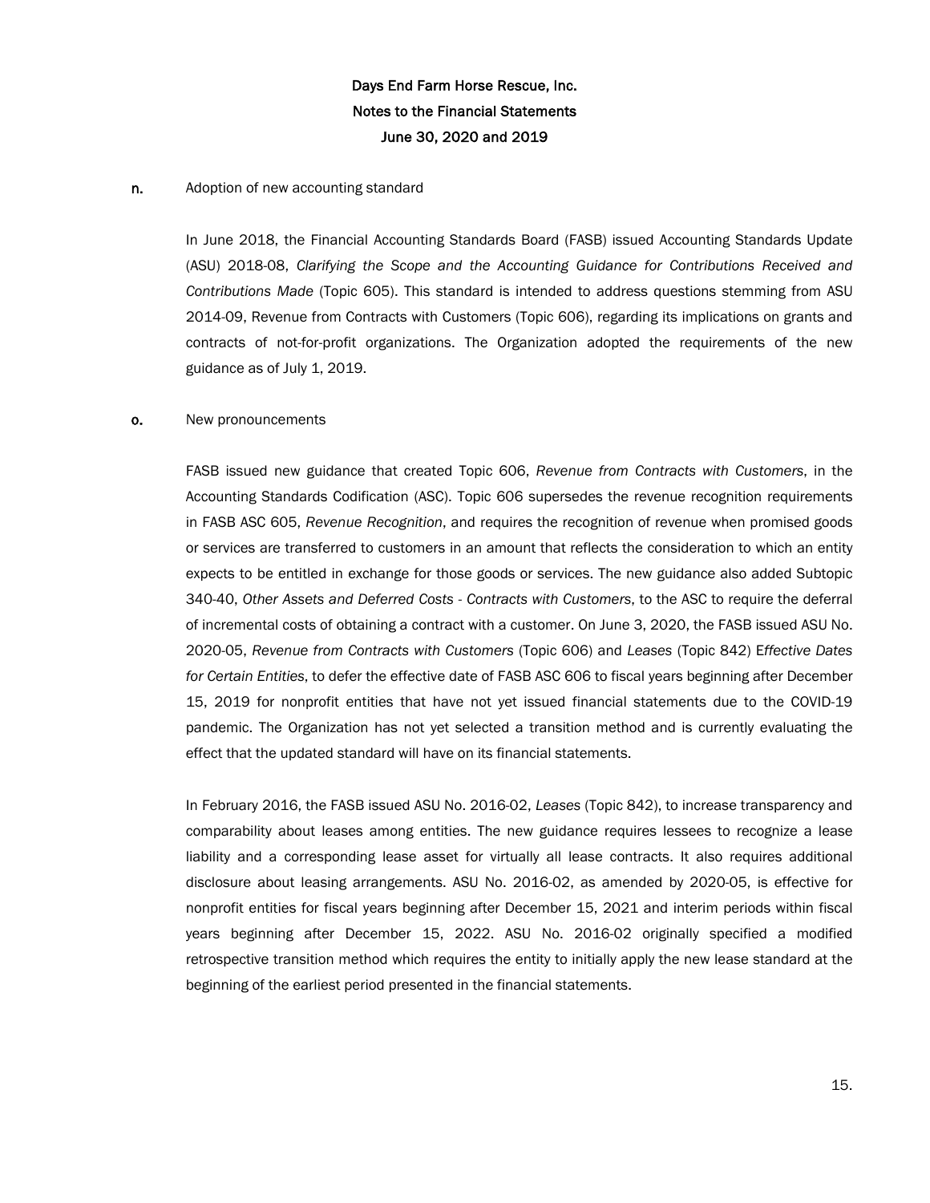**n.** Adoption of new accounting standard

In June 2018, the Financial Accounting Standards Board (FASB) issued Accounting Standards Update (ASU) 2018-08, *Clarifying the Scope and the Accounting Guidance for Contributions Received and Contributions Made* (Topic 605). This standard is intended to address questions stemming from ASU 2014-09, Revenue from Contracts with Customers (Topic 606), regarding its implications on grants and contracts of not-for-profit organizations. The Organization adopted the requirements of the new guidance as of July 1, 2019.

**o.** New pronouncements

FASB issued new guidance that created Topic 606, *Revenue from Contracts with Customers*, in the Accounting Standards Codification (ASC). Topic 606 supersedes the revenue recognition requirements in FASB ASC 605, *Revenue Recognition*, and requires the recognition of revenue when promised goods or services are transferred to customers in an amount that reflects the consideration to which an entity expects to be entitled in exchange for those goods or services. The new guidance also added Subtopic 340-40, *Other Assets and Deferred Costs - Contracts with Customers*, to the ASC to require the deferral of incremental costs of obtaining a contract with a customer. On June 3, 2020, the FASB issued ASU No. 2020-05, *Revenue from Contracts with Customers* (Topic 606) and *Leases* (Topic 842) E*ffective Dates for Certain Entities*, to defer the effective date of FASB ASC 606 to fiscal years beginning after December 15, 2019 for nonprofit entities that have not yet issued financial statements due to the COVID-19 pandemic. The Organization has not yet selected a transition method and is currently evaluating the effect that the updated standard will have on its financial statements.

In February 2016, the FASB issued ASU No. 2016-02, *Leases* (Topic 842), to increase transparency and comparability about leases among entities. The new guidance requires lessees to recognize a lease liability and a corresponding lease asset for virtually all lease contracts. It also requires additional disclosure about leasing arrangements. ASU No. 2016-02, as amended by 2020-05, is effective for nonprofit entities for fiscal years beginning after December 15, 2021 and interim periods within fiscal years beginning after December 15, 2022. ASU No. 2016-02 originally specified a modified retrospective transition method which requires the entity to initially apply the new lease standard at the beginning of the earliest period presented in the financial statements.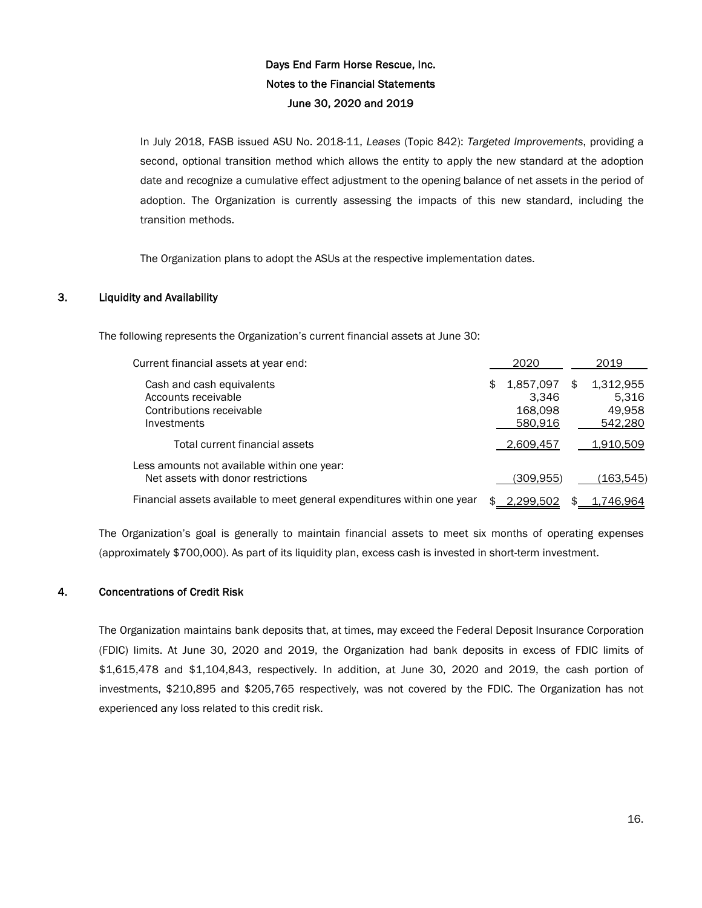In July 2018, FASB issued ASU No. 2018-11, *Leases* (Topic 842): *Targeted Improvements*, providing a second, optional transition method which allows the entity to apply the new standard at the adoption date and recognize a cumulative effect adjustment to the opening balance of net assets in the period of adoption. The Organization is currently assessing the impacts of this new standard, including the transition methods.

The Organization plans to adopt the ASUs at the respective implementation dates.

## 3. Liquidity and Availability

The following represents the Organization's current financial assets at June 30:

| Current financial assets at year end: | 2020 | 2019 |
|---|---|---|
| Cash and cash equivalents | $ 1,857,097 | $ 1,312,955 |
| Accounts receivable | 3,346 | 5,316 |
| Contributions receivable | 168,098 | 49,958 |
| Investments | 580,916 | 542,280 |
| Total current financial assets | 2,609,457 | 1,910,509 |
| Less amounts not available within one year: | | |
| Net assets with donor restrictions | (309,955) | (163,545) |
| Financial assets available to meet general expenditures within one year | $ 2,299,502 | $ 1,746,964 |

The Organization's goal is generally to maintain financial assets to meet six months of operating expenses (approximately $700,000). As part of its liquidity plan, excess cash is invested in short-term investment.

## 4. Concentrations of Credit Risk

The Organization maintains bank deposits that, at times, may exceed the Federal Deposit Insurance Corporation (FDIC) limits. At June 30, 2020 and 2019, the Organization had bank deposits in excess of FDIC limits of $1,615,478 and $1,104,843, respectively. In addition, at June 30, 2020 and 2019, the cash portion of investments, $210,895 and $205,765 respectively, was not covered by the FDIC. The Organization has not experienced any loss related to this credit risk.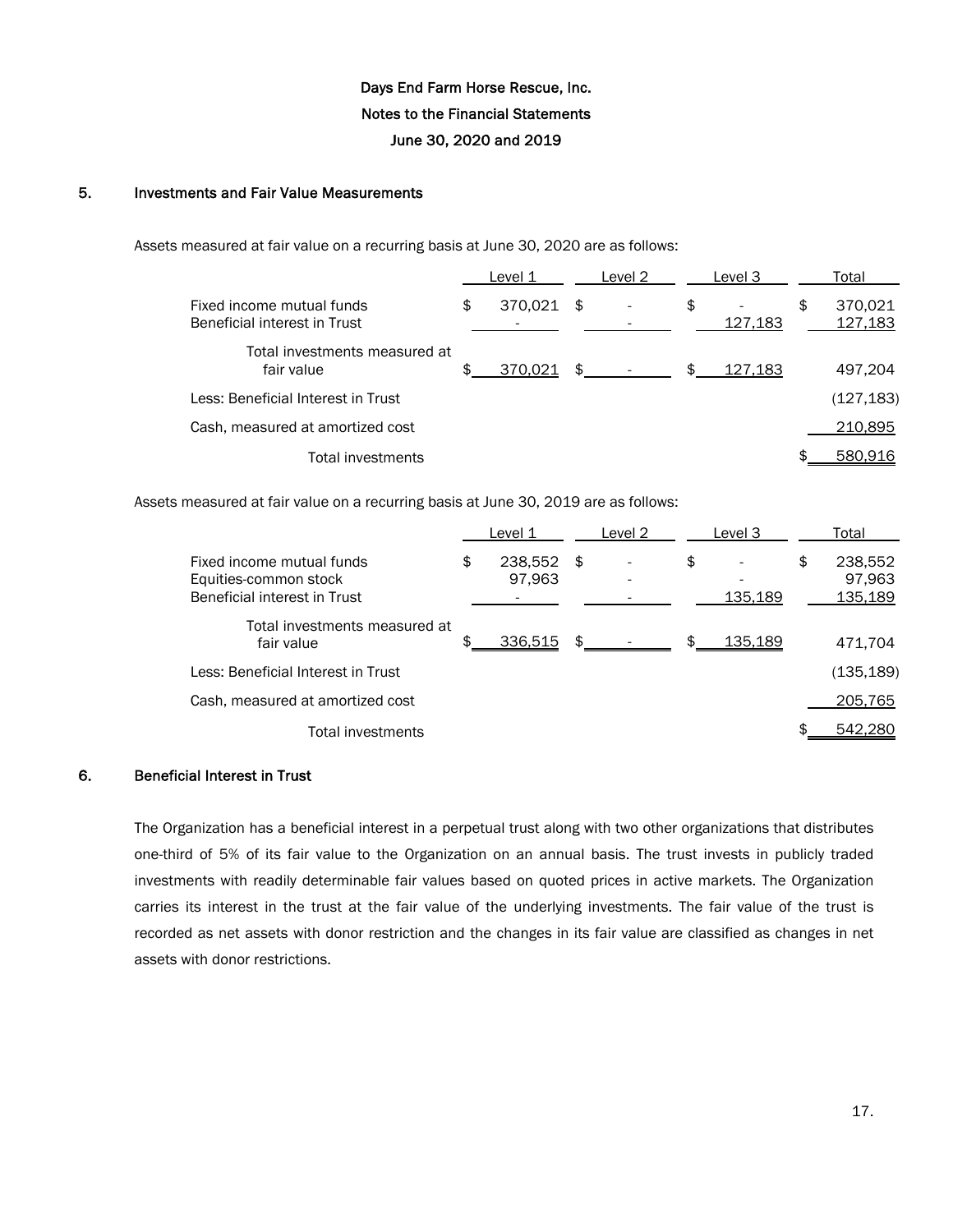Days End Farm Horse Rescue, Inc.
Notes to the Financial Statements
June 30, 2020 and 2019

## 5. Investments and Fair Value Measurements

Assets measured at fair value on a recurring basis at June 30, 2020 are as follows:

| | Level 1 | Level 2 | Level 3 | Total |
|---|---|---|---|---|
| Fixed income mutual funds | $ 370,021 | $ - | $ - | $ 370,021 |
| Beneficial interest in Trust | - | - | 127,183 | 127,183 |
| Total investments measured at fair value | $ 370,021 | $ - | $ 127,183 | 497,204 |
| Less: Beneficial Interest in Trust | | | | (127,183) |
| Cash, measured at amortized cost | | | | 210,895 |
| Total investments | | | | $ 580,916 |

Assets measured at fair value on a recurring basis at June 30, 2019 are as follows:

| | Level 1 | Level 2 | Level 3 | Total |
|---|---|---|---|---|
| Fixed income mutual funds | $ 238,552 | $ - | $ - | $ 238,552 |
| Equities-common stock | 97,963 | - | - | 97,963 |
| Beneficial interest in Trust | - | - | 135,189 | 135,189 |
| Total investments measured at fair value | $ 336,515 | $ - | $ 135,189 | 471,704 |
| Less: Beneficial Interest in Trust | | | | (135,189) |
| Cash, measured at amortized cost | | | | 205,765 |
| Total investments | | | | $ 542,280 |

## 6. Beneficial Interest in Trust

The Organization has a beneficial interest in a perpetual trust along with two other organizations that distributes one-third of 5% of its fair value to the Organization on an annual basis. The trust invests in publicly traded investments with readily determinable fair values based on quoted prices in active markets. The Organization carries its interest in the trust at the fair value of the underlying investments. The fair value of the trust is recorded as net assets with donor restriction and the changes in its fair value are classified as changes in net assets with donor restrictions.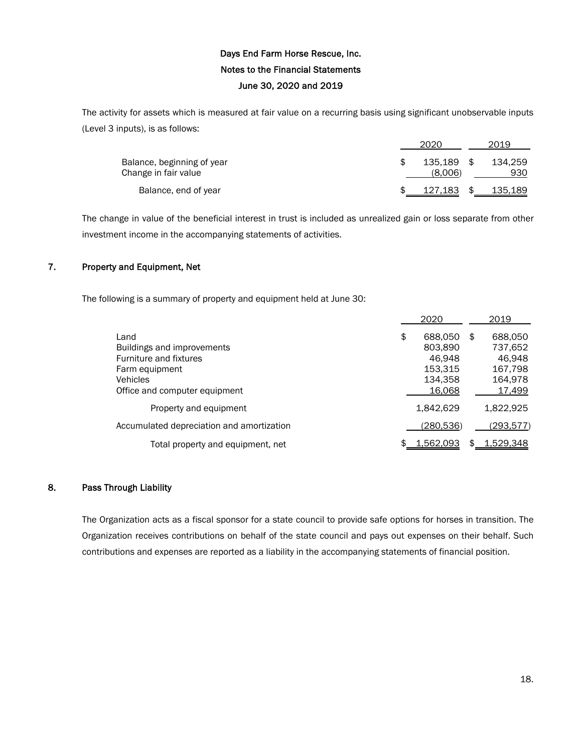The activity for assets which is measured at fair value on a recurring basis using significant unobservable inputs (Level 3 inputs), is as follows:

| | 2020 | 2019 |
|---|---|---|
| Balance, beginning of year | $ 135,189 | $ 134,259 |
| Change in fair value | (8,006) | 930 |
| Balance, end of year | $ 127,183 | $ 135,189 |

The change in value of the beneficial interest in trust is included as unrealized gain or loss separate from other investment income in the accompanying statements of activities.

## 7. Property and Equipment, Net

The following is a summary of property and equipment held at June 30:

| | 2020 | 2019 |
|---|---|---|
| Land | $ 688,050 | $ 688,050 |
| Buildings and improvements | 803,890 | 737,652 |
| Furniture and fixtures | 46,948 | 46,948 |
| Farm equipment | 153,315 | 167,798 |
| Vehicles | 134,358 | 164,978 |
| Office and computer equipment | 16,068 | 17,499 |
| Property and equipment | 1,842,629 | 1,822,925 |
| Accumulated depreciation and amortization | (280,536) | (293,577) |
| Total property and equipment, net | $ 1,562,093 | $ 1,529,348 |

## 8. Pass Through Liability

The Organization acts as a fiscal sponsor for a state council to provide safe options for horses in transition. The Organization receives contributions on behalf of the state council and pays out expenses on their behalf. Such contributions and expenses are reported as a liability in the accompanying statements of financial position.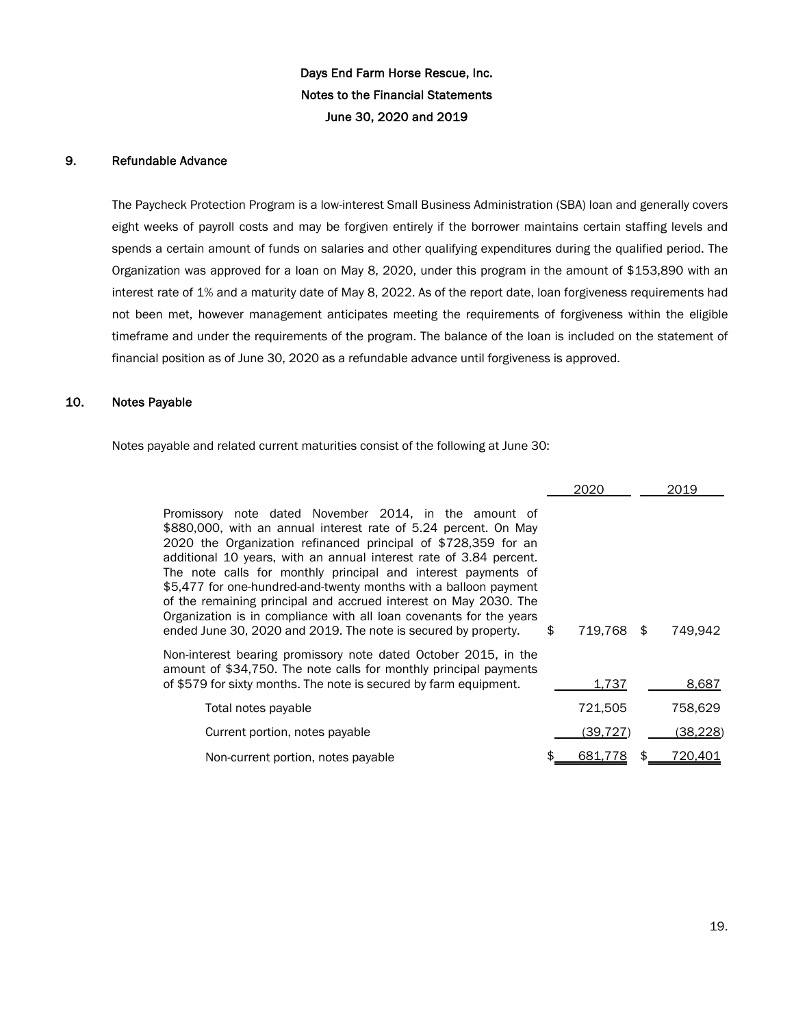# Days End Farm Horse Rescue, Inc.
## Notes to the Financial Statements
## June 30, 2020 and 2019

### 9. Refundable Advance

The Paycheck Protection Program is a low-interest Small Business Administration (SBA) loan and generally covers eight weeks of payroll costs and may be forgiven entirely if the borrower maintains certain staffing levels and spends a certain amount of funds on salaries and other qualifying expenditures during the qualified period. The Organization was approved for a loan on May 8, 2020, under this program in the amount of $153,890 with an interest rate of 1% and a maturity date of May 8, 2022. As of the report date, loan forgiveness requirements had not been met, however management anticipates meeting the requirements of forgiveness within the eligible timeframe and under the requirements of the program. The balance of the loan is included on the statement of financial position as of June 30, 2020 as a refundable advance until forgiveness is approved.

### 10. Notes Payable

Notes payable and related current maturities consist of the following at June 30:

| | 2020 | 2019 |
|---|---|---|
| Promissory note dated November 2014, in the amount of $880,000, with an annual interest rate of 5.24 percent. On May 2020 the Organization refinanced principal of $728,359 for an additional 10 years, with an annual interest rate of 3.84 percent. The note calls for monthly principal and interest payments of $5,477 for one-hundred-and-twenty months with a balloon payment of the remaining principal and accrued interest on May 2030. The Organization is in compliance with all loan covenants for the years ended June 30, 2020 and 2019. The note is secured by property. | $ 719,768 | $ 749,942 |
| Non-interest bearing promissory note dated October 2015, in the amount of $34,750. The note calls for monthly principal payments of $579 for sixty months. The note is secured by farm equipment. | 1,737 | 8,687 |
| Total notes payable | 721,505 | 758,629 |
| Current portion, notes payable | (39,727) | (38,228) |
| Non-current portion, notes payable | $ 681,778 | $ 720,401 |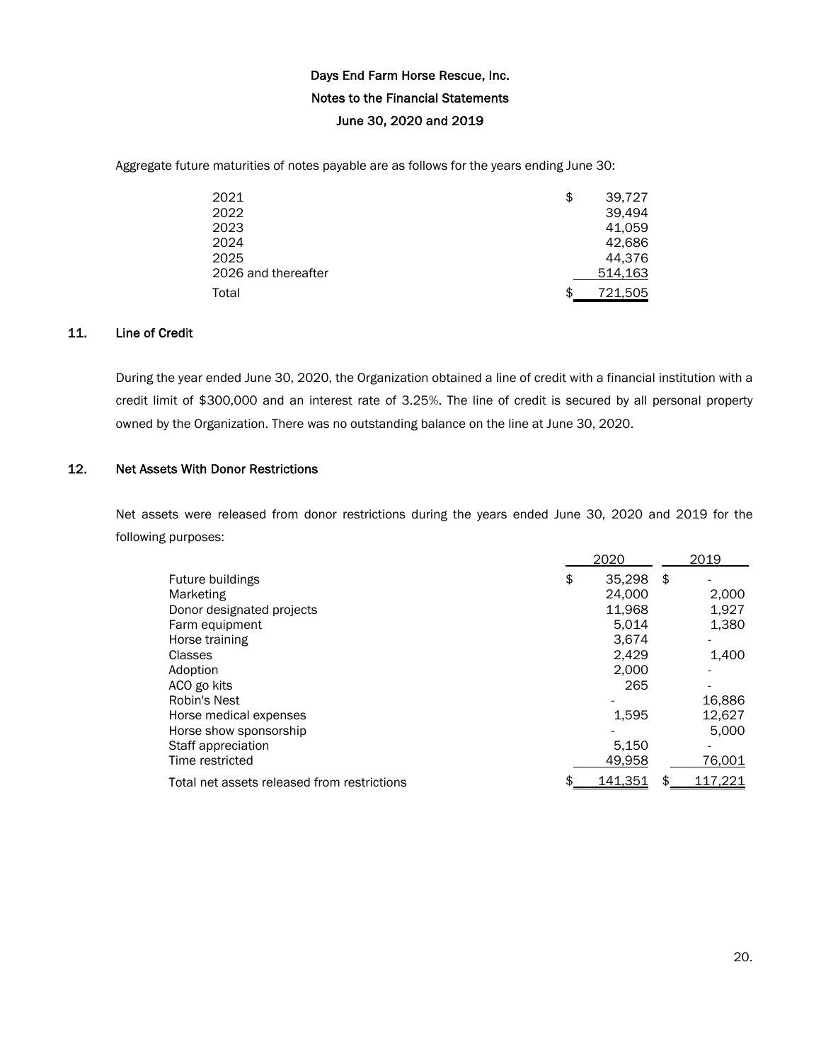Aggregate future maturities of notes payable are as follows for the years ending June 30:

| | |
|---|---|
| 2021 | $ 39,727 |
| 2022 | 39,494 |
| 2023 | 41,059 |
| 2024 | 42,686 |
| 2025 | 44,376 |
| 2026 and thereafter | 514,163 |
| Total | $ 721,505 |

## 11. Line of Credit

During the year ended June 30, 2020, the Organization obtained a line of credit with a financial institution with a credit limit of $300,000 and an interest rate of 3.25%. The line of credit is secured by all personal property owned by the Organization. There was no outstanding balance on the line at June 30, 2020.

## 12. Net Assets With Donor Restrictions

Net assets were released from donor restrictions during the years ended June 30, 2020 and 2019 for the following purposes:

| | 2020 | 2019 |
|---|---|---|
| Future buildings | $ 35,298 | $ - |
| Marketing | 24,000 | 2,000 |
| Donor designated projects | 11,968 | 1,927 |
| Farm equipment | 5,014 | 1,380 |
| Horse training | 3,674 | - |
| Classes | 2,429 | 1,400 |
| Adoption | 2,000 | - |
| ACO go kits | 265 | - |
| Robin's Nest | - | 16,886 |
| Horse medical expenses | 1,595 | 12,627 |
| Horse show sponsorship | - | 5,000 |
| Staff appreciation | 5,150 | - |
| Time restricted | 49,958 | 76,001 |
| Total net assets released from restrictions | $ 141,351 | $ 117,221 |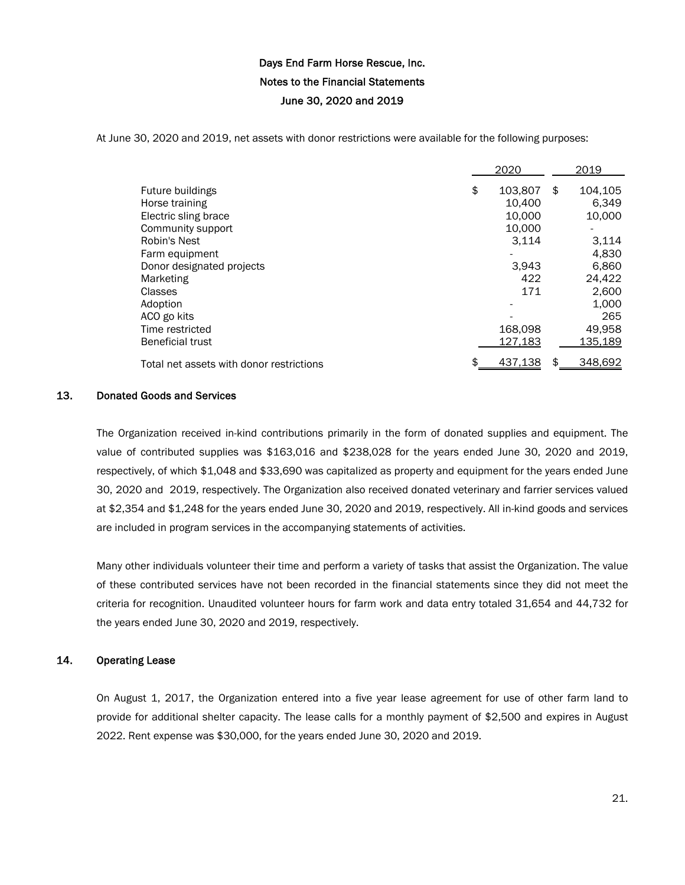# Days End Farm Horse Rescue, Inc.
## Notes to the Financial Statements
### June 30, 2020 and 2019

At June 30, 2020 and 2019, net assets with donor restrictions were available for the following purposes:

| | 2020 | 2019 |
|---|---|---|
| Future buildings | $ 103,807 | $ 104,105 |
| Horse training | 10,400 | 6,349 |
| Electric sling brace | 10,000 | 10,000 |
| Community support | 10,000 | - |
| Robin's Nest | 3,114 | 3,114 |
| Farm equipment | - | 4,830 |
| Donor designated projects | 3,943 | 6,860 |
| Marketing | 422 | 24,422 |
| Classes | 171 | 2,600 |
| Adoption | - | 1,000 |
| ACO go kits | - | 265 |
| Time restricted | 168,098 | 49,958 |
| Beneficial trust | 127,183 | 135,189 |
| Total net assets with donor restrictions | $ 437,138 | $ 348,692 |

## 13. Donated Goods and Services

The Organization received in-kind contributions primarily in the form of donated supplies and equipment. The value of contributed supplies was $163,016 and $238,028 for the years ended June 30, 2020 and 2019, respectively, of which $1,048 and $33,690 was capitalized as property and equipment for the years ended June 30, 2020 and 2019, respectively. The Organization also received donated veterinary and farrier services valued at $2,354 and $1,248 for the years ended June 30, 2020 and 2019, respectively. All in-kind goods and services are included in program services in the accompanying statements of activities.

Many other individuals volunteer their time and perform a variety of tasks that assist the Organization. The value of these contributed services have not been recorded in the financial statements since they did not meet the criteria for recognition. Unaudited volunteer hours for farm work and data entry totaled 31,654 and 44,732 for the years ended June 30, 2020 and 2019, respectively.

## 14. Operating Lease

On August 1, 2017, the Organization entered into a five year lease agreement for use of other farm land to provide for additional shelter capacity. The lease calls for a monthly payment of $2,500 and expires in August 2022. Rent expense was $30,000, for the years ended June 30, 2020 and 2019.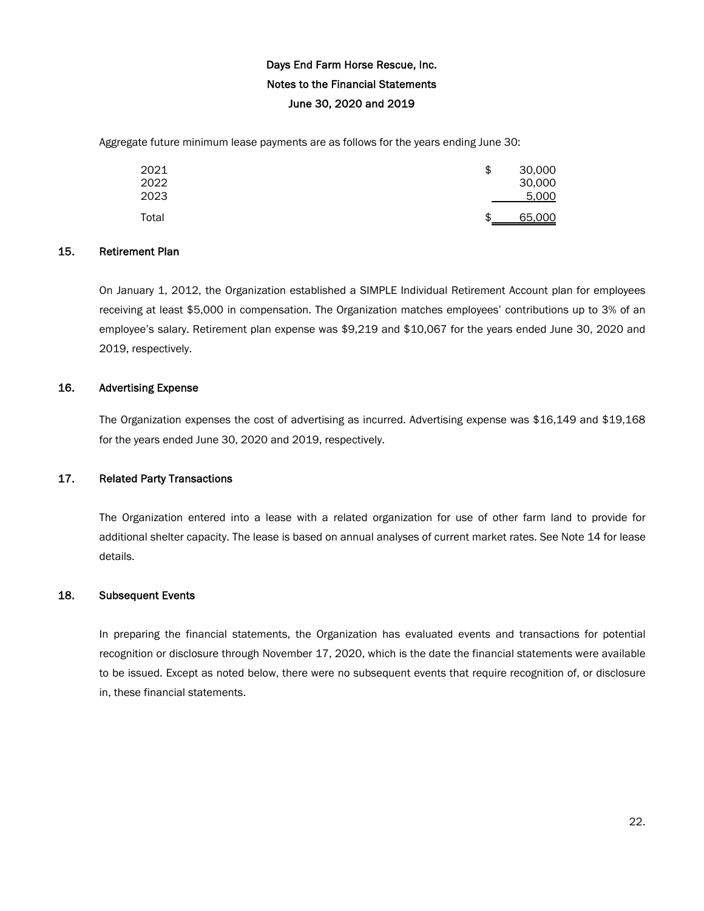Aggregate future minimum lease payments are as follows for the years ending June 30:

| | |
|---|---|
| 2021 | $ 30,000 |
| 2022 | 30,000 |
| 2023 | 5,000 |
| Total | $ 65,000 |

## 15. Retirement Plan

On January 1, 2012, the Organization established a SIMPLE Individual Retirement Account plan for employees receiving at least $5,000 in compensation. The Organization matches employees' contributions up to 3% of an employee's salary. Retirement plan expense was $9,219 and $10,067 for the years ended June 30, 2020 and 2019, respectively.

## 16. Advertising Expense

The Organization expenses the cost of advertising as incurred. Advertising expense was $16,149 and $19,168 for the years ended June 30, 2020 and 2019, respectively.

## 17. Related Party Transactions

The Organization entered into a lease with a related organization for use of other farm land to provide for additional shelter capacity. The lease is based on annual analyses of current market rates. See Note 14 for lease details.

## 18. Subsequent Events

In preparing the financial statements, the Organization has evaluated events and transactions for potential recognition or disclosure through November 17, 2020, which is the date the financial statements were available to be issued. Except as noted below, there were no subsequent events that require recognition of, or disclosure in, these financial statements.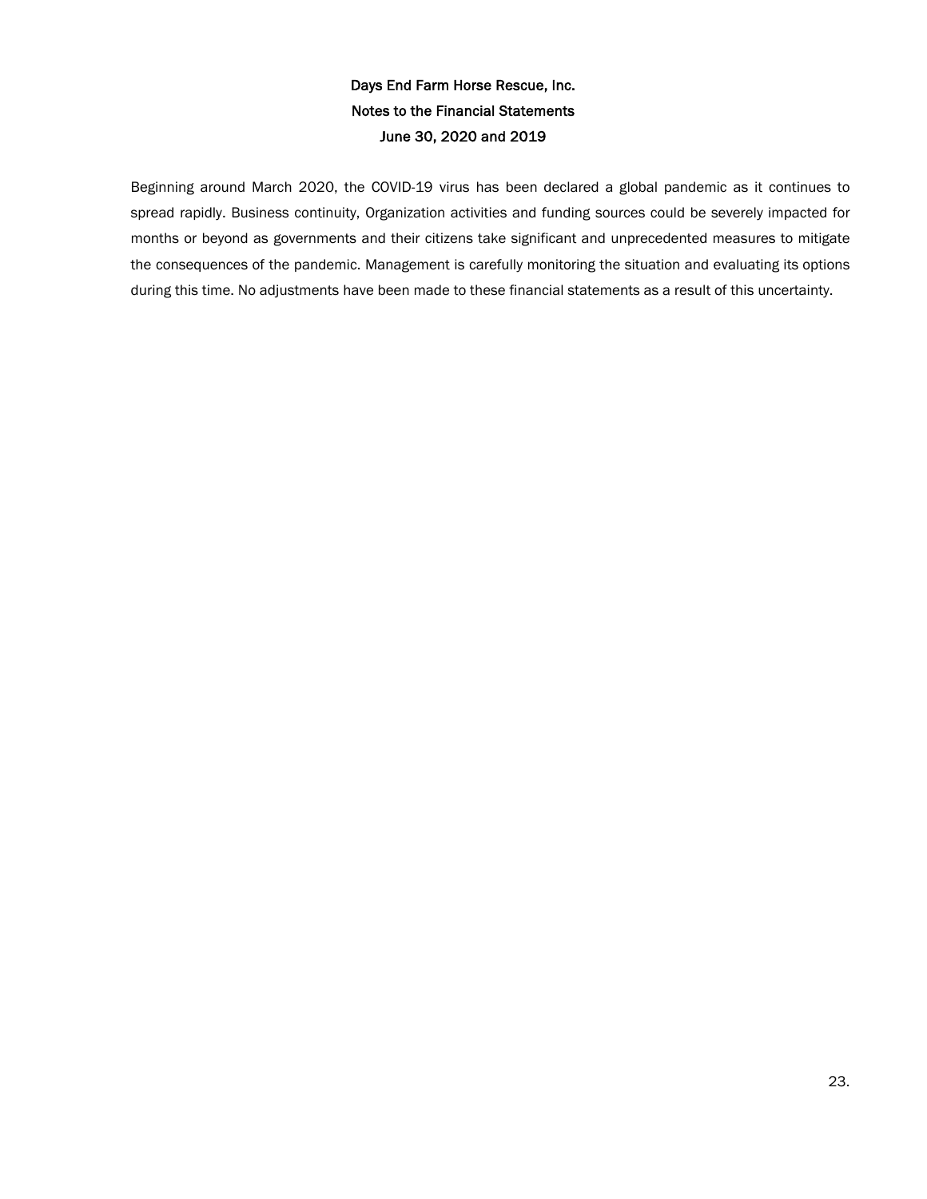Beginning around March 2020, the COVID-19 virus has been declared a global pandemic as it continues to spread rapidly. Business continuity, Organization activities and funding sources could be severely impacted for months or beyond as governments and their citizens take significant and unprecedented measures to mitigate the consequences of the pandemic. Management is carefully monitoring the situation and evaluating its options during this time. No adjustments have been made to these financial statements as a result of this uncertainty.